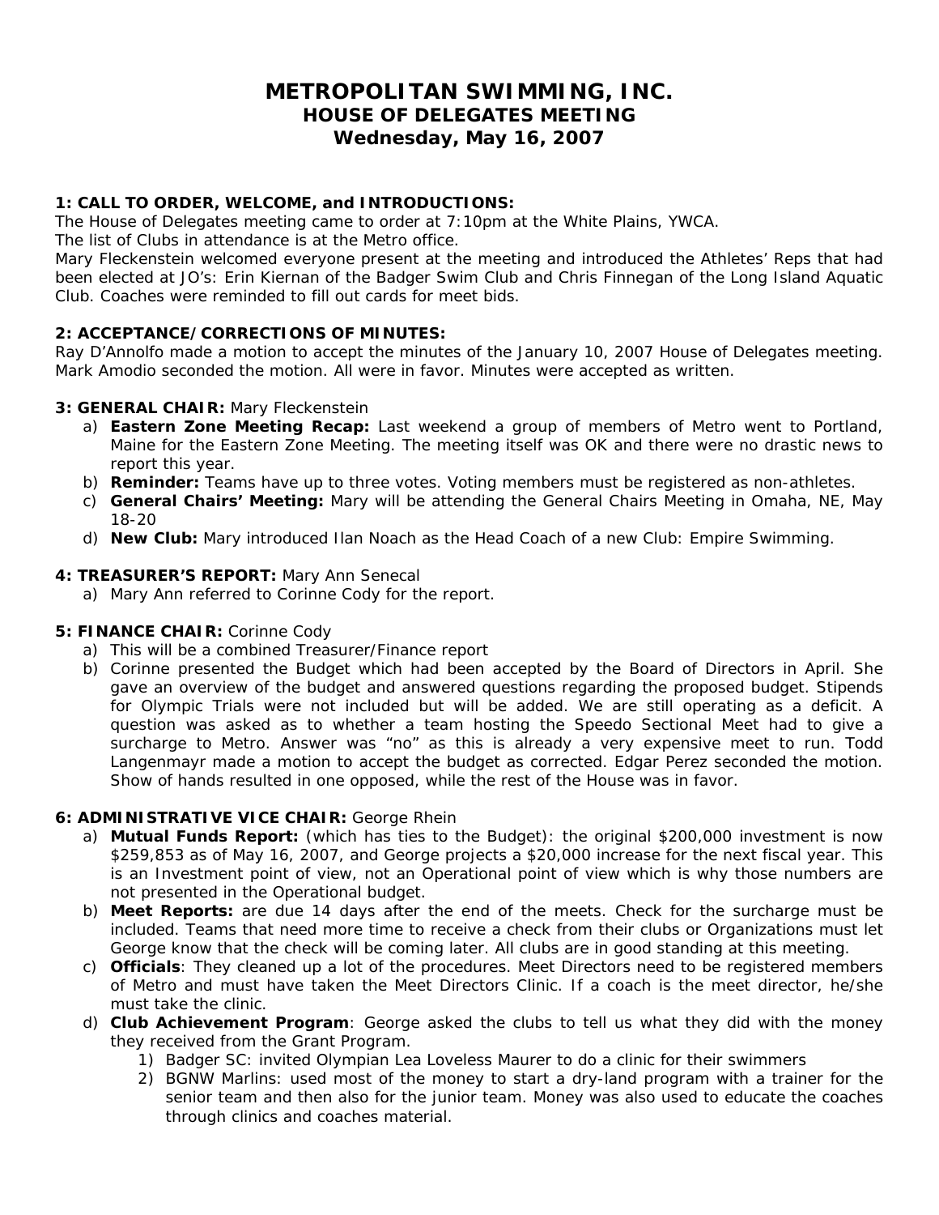# METROPOLITAN SWIMMING, INC.
## HOUSE OF DELEGATES MEETING
## Wednesday, May 16, 2007

**1: CALL TO ORDER, WELCOME, and INTRODUCTIONS:**
The House of Delegates meeting came to order at 7:10pm at the White Plains, YWCA.
The list of Clubs in attendance is at the Metro office.
Mary Fleckenstein welcomed everyone present at the meeting and introduced the Athletes' Reps that had been elected at JO's: Erin Kiernan of the Badger Swim Club and Chris Finnegan of the Long Island Aquatic Club. Coaches were reminded to fill out cards for meet bids.

**2: ACCEPTANCE/CORRECTIONS OF MINUTES:**
Ray D'Annolfo made a motion to accept the minutes of the January 10, 2007 House of Delegates meeting. Mark Amodio seconded the motion. All were in favor. Minutes were accepted as written.

**3: GENERAL CHAIR:** Mary Fleckenstein

a) **Eastern Zone Meeting Recap:** Last weekend a group of members of Metro went to Portland, Maine for the Eastern Zone Meeting. The meeting itself was OK and there were no drastic news to report this year.
b) **Reminder:** Teams have up to three votes. Voting members must be registered as non-athletes.
c) **General Chairs' Meeting:** Mary will be attending the General Chairs Meeting in Omaha, NE, May 18-20
d) **New Club:** Mary introduced Ilan Noach as the Head Coach of a new Club: Empire Swimming.

**4: TREASURER'S REPORT:** Mary Ann Senecal

a) Mary Ann referred to Corinne Cody for the report.

**5: FINANCE CHAIR:** Corinne Cody

a) This will be a combined Treasurer/Finance report
b) Corinne presented the Budget which had been accepted by the Board of Directors in April. She gave an overview of the budget and answered questions regarding the proposed budget. Stipends for Olympic Trials were not included but will be added. We are still operating as a deficit. A question was asked as to whether a team hosting the Speedo Sectional Meet had to give a surcharge to Metro. Answer was "no" as this is already a very expensive meet to run. Todd Langenmayr made a motion to accept the budget as corrected. Edgar Perez seconded the motion. Show of hands resulted in one opposed, while the rest of the House was in favor.

**6: ADMINISTRATIVE VICE CHAIR:** George Rhein

a) **Mutual Funds Report:** (which has ties to the Budget): the original $200,000 investment is now $259,853 as of May 16, 2007, and George projects a $20,000 increase for the next fiscal year. This is an Investment point of view, not an Operational point of view which is why those numbers are not presented in the Operational budget.
b) **Meet Reports:** are due 14 days after the end of the meets. Check for the surcharge must be included. Teams that need more time to receive a check from their clubs or Organizations must let George know that the check will be coming later. All clubs are in good standing at this meeting.
c) **Officials**: They cleaned up a lot of the procedures. Meet Directors need to be registered members of Metro and must have taken the Meet Directors Clinic. If a coach is the meet director, he/she must take the clinic.
d) **Club Achievement Program**: George asked the clubs to tell us what they did with the money they received from the Grant Program.
    1) Badger SC: invited Olympian Lea Loveless Maurer to do a clinic for their swimmers
    2) BGNW Marlins: used most of the money to start a dry-land program with a trainer for the senior team and then also for the junior team. Money was also used to educate the coaches through clinics and coaches material.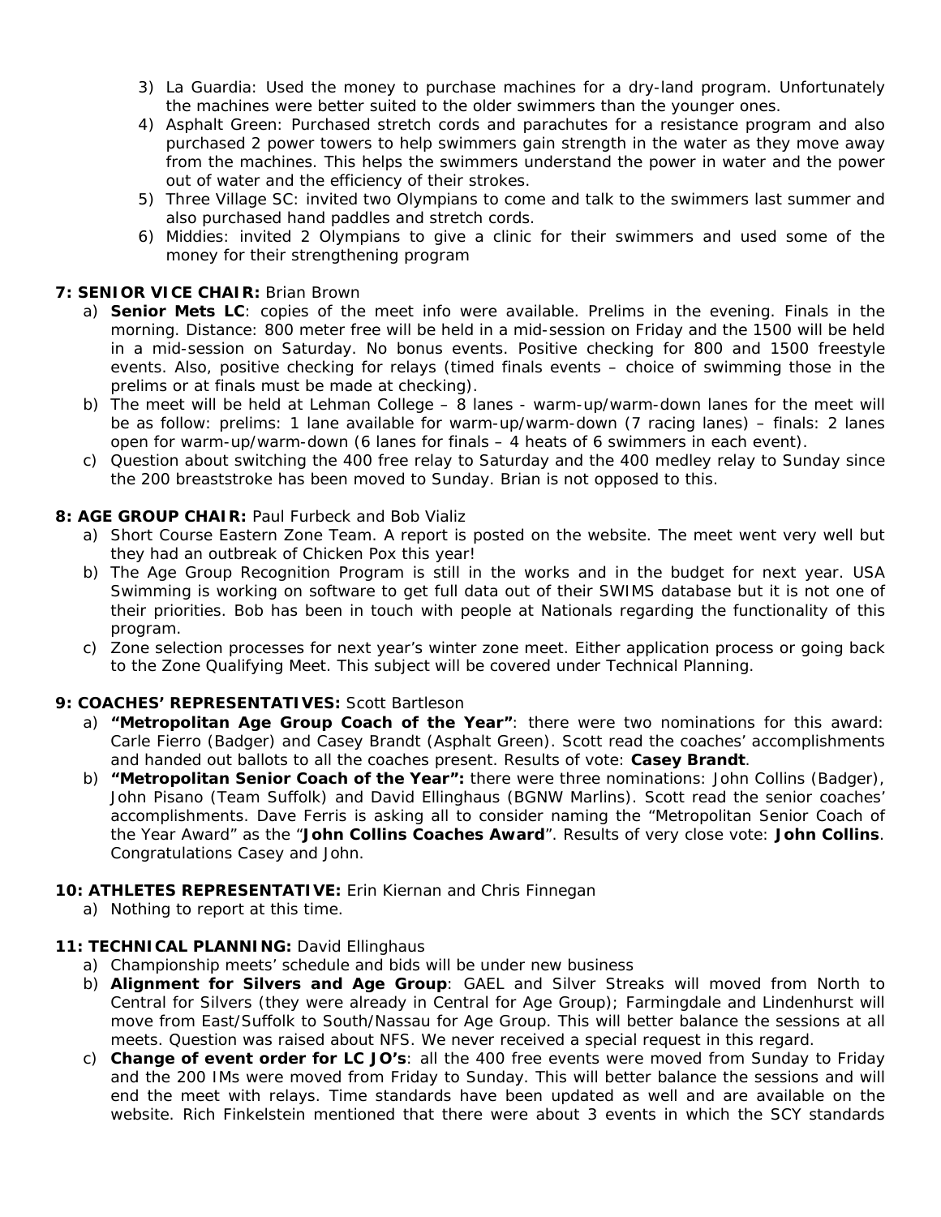3) La Guardia: Used the money to purchase machines for a dry-land program. Unfortunately the machines were better suited to the older swimmers than the younger ones.
4) Asphalt Green: Purchased stretch cords and parachutes for a resistance program and also purchased 2 power towers to help swimmers gain strength in the water as they move away from the machines. This helps the swimmers understand the power in water and the power out of water and the efficiency of their strokes.
5) Three Village SC: invited two Olympians to come and talk to the swimmers last summer and also purchased hand paddles and stretch cords.
6) Middies: invited 2 Olympians to give a clinic for their swimmers and used some of the money for their strengthening program

**7: SENIOR VICE CHAIR:** Brian Brown

a) **Senior Mets LC**: copies of the meet info were available. Prelims in the evening. Finals in the morning. Distance: 800 meter free will be held in a mid-session on Friday and the 1500 will be held in a mid-session on Saturday. No bonus events. Positive checking for 800 and 1500 freestyle events. Also, positive checking for relays (timed finals events – choice of swimming those in the prelims or at finals must be made at checking).
b) The meet will be held at Lehman College – 8 lanes - warm-up/warm-down lanes for the meet will be as follow: prelims: 1 lane available for warm-up/warm-down (7 racing lanes) – finals: 2 lanes open for warm-up/warm-down (6 lanes for finals – 4 heats of 6 swimmers in each event).
c) Question about switching the 400 free relay to Saturday and the 400 medley relay to Sunday since the 200 breaststroke has been moved to Sunday. Brian is not opposed to this.

**8: AGE GROUP CHAIR:** Paul Furbeck and Bob Vializ

a) Short Course Eastern Zone Team. A report is posted on the website. The meet went very well but they had an outbreak of Chicken Pox this year!
b) The Age Group Recognition Program is still in the works and in the budget for next year. USA Swimming is working on software to get full data out of their SWIMS database but it is not one of their priorities. Bob has been in touch with people at Nationals regarding the functionality of this program.
c) Zone selection processes for next year's winter zone meet. Either application process or going back to the Zone Qualifying Meet. This subject will be covered under Technical Planning.

**9: COACHES' REPRESENTATIVES:** Scott Bartleson

a) **"Metropolitan Age Group Coach of the Year"**: there were two nominations for this award: Carle Fierro (Badger) and Casey Brandt (Asphalt Green). Scott read the coaches' accomplishments and handed out ballots to all the coaches present. Results of vote: **Casey Brandt**.
b) **"Metropolitan Senior Coach of the Year":** there were three nominations: John Collins (Badger), John Pisano (Team Suffolk) and David Ellinghaus (BGNW Marlins). Scott read the senior coaches' accomplishments. Dave Ferris is asking all to consider naming the "Metropolitan Senior Coach of the Year Award" as the "**John Collins Coaches Award**". Results of very close vote: **John Collins**. Congratulations Casey and John.

**10: ATHLETES REPRESENTATIVE:** Erin Kiernan and Chris Finnegan

a) Nothing to report at this time.

**11: TECHNICAL PLANNING:** David Ellinghaus

a) Championship meets' schedule and bids will be under new business
b) **Alignment for Silvers and Age Group**: GAEL and Silver Streaks will moved from North to Central for Silvers (they were already in Central for Age Group); Farmingdale and Lindenhurst will move from East/Suffolk to South/Nassau for Age Group. This will better balance the sessions at all meets. Question was raised about NFS. We never received a special request in this regard.
c) **Change of event order for LC JO's**: all the 400 free events were moved from Sunday to Friday and the 200 IMs were moved from Friday to Sunday. This will better balance the sessions and will end the meet with relays. Time standards have been updated as well and are available on the website. Rich Finkelstein mentioned that there were about 3 events in which the SCY standards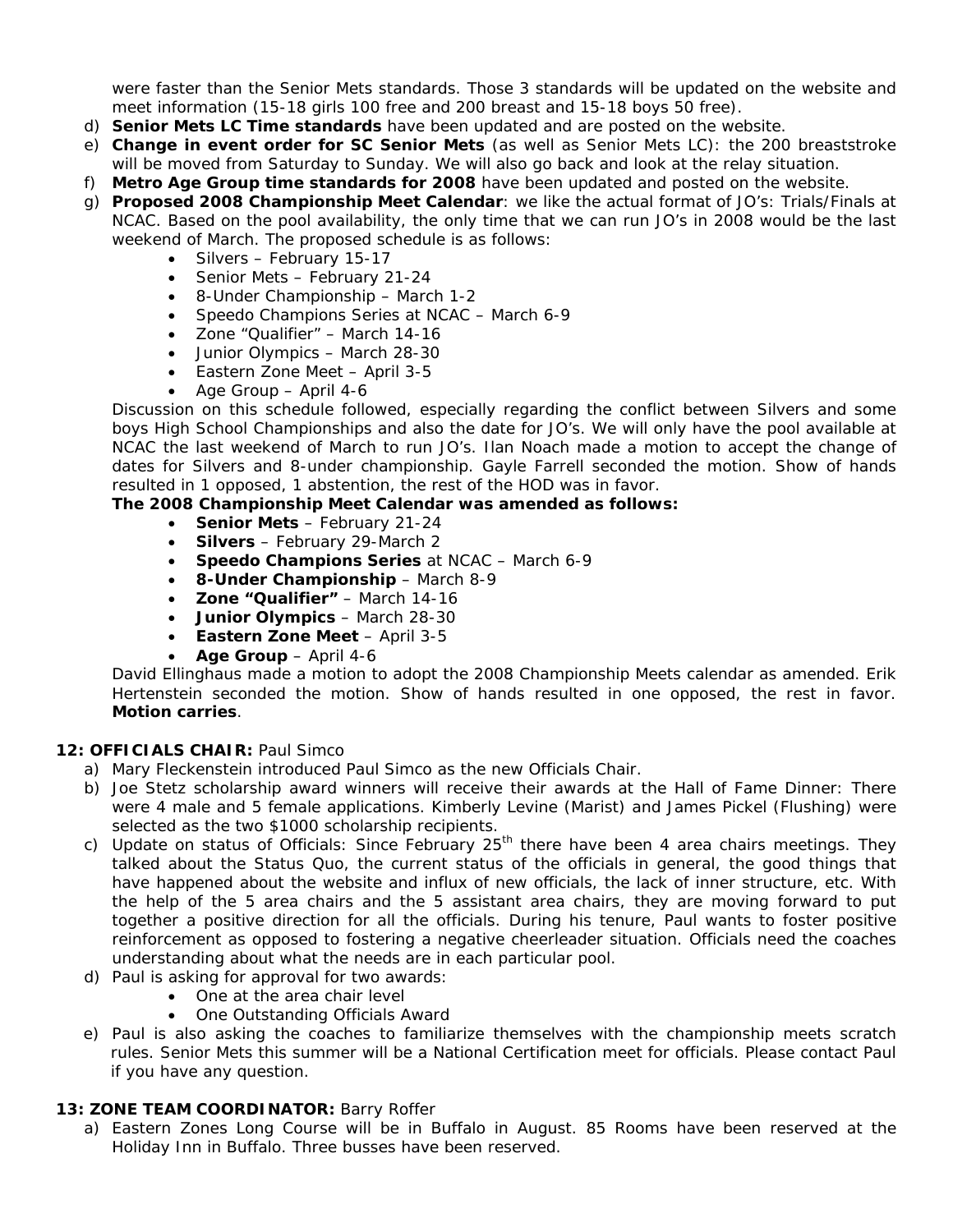were faster than the Senior Mets standards. Those 3 standards will be updated on the website and meet information (15-18 girls 100 free and 200 breast and 15-18 boys 50 free).

d) **Senior Mets LC Time standards** have been updated and are posted on the website.

e) **Change in event order for SC Senior Mets** (as well as Senior Mets LC): the 200 breaststroke will be moved from Saturday to Sunday. We will also go back and look at the relay situation.

f) **Metro Age Group time standards for 2008** have been updated and posted on the website.

g) **Proposed 2008 Championship Meet Calendar**: we like the actual format of JO's: Trials/Finals at NCAC. Based on the pool availability, the only time that we can run JO's in 2008 would be the last weekend of March. The proposed schedule is as follows:

- Silvers – February 15-17
- Senior Mets – February 21-24
- 8-Under Championship – March 1-2
- Speedo Champions Series at NCAC – March 6-9
- Zone "Qualifier" – March 14-16
- Junior Olympics – March 28-30
- Eastern Zone Meet – April 3-5
- Age Group – April 4-6

Discussion on this schedule followed, especially regarding the conflict between Silvers and some boys High School Championships and also the date for JO's. We will only have the pool available at NCAC the last weekend of March to run JO's. Ilan Noach made a motion to accept the change of dates for Silvers and 8-under championship. Gayle Farrell seconded the motion. Show of hands resulted in 1 opposed, 1 abstention, the rest of the HOD was in favor.

**The 2008 Championship Meet Calendar was amended as follows:**

- **Senior Mets** – February 21-24
- **Silvers** – February 29-March 2
- **Speedo Champions Series** at NCAC – March 6-9
- **8-Under Championship** – March 8-9
- **Zone "Qualifier"** – March 14-16
- **Junior Olympics** – March 28-30
- **Eastern Zone Meet** – April 3-5
- **Age Group** – April 4-6

David Ellinghaus made a motion to adopt the 2008 Championship Meets calendar as amended. Erik Hertenstein seconded the motion. Show of hands resulted in one opposed, the rest in favor. **Motion carries**.

**12: OFFICIALS CHAIR:** Paul Simco

a) Mary Fleckenstein introduced Paul Simco as the new Officials Chair.

b) Joe Stetz scholarship award winners will receive their awards at the Hall of Fame Dinner: There were 4 male and 5 female applications. Kimberly Levine (Marist) and James Pickel (Flushing) were selected as the two $1000 scholarship recipients.

c) Update on status of Officials: Since February 25th there have been 4 area chairs meetings. They talked about the Status Quo, the current status of the officials in general, the good things that have happened about the website and influx of new officials, the lack of inner structure, etc. With the help of the 5 area chairs and the 5 assistant area chairs, they are moving forward to put together a positive direction for all the officials. During his tenure, Paul wants to foster positive reinforcement as opposed to fostering a negative cheerleader situation. Officials need the coaches understanding about what the needs are in each particular pool.

d) Paul is asking for approval for two awards:

- One at the area chair level
- One Outstanding Officials Award

e) Paul is also asking the coaches to familiarize themselves with the championship meets scratch rules. Senior Mets this summer will be a National Certification meet for officials. Please contact Paul if you have any question.

**13: ZONE TEAM COORDINATOR:** Barry Roffer

a) Eastern Zones Long Course will be in Buffalo in August. 85 Rooms have been reserved at the Holiday Inn in Buffalo. Three busses have been reserved.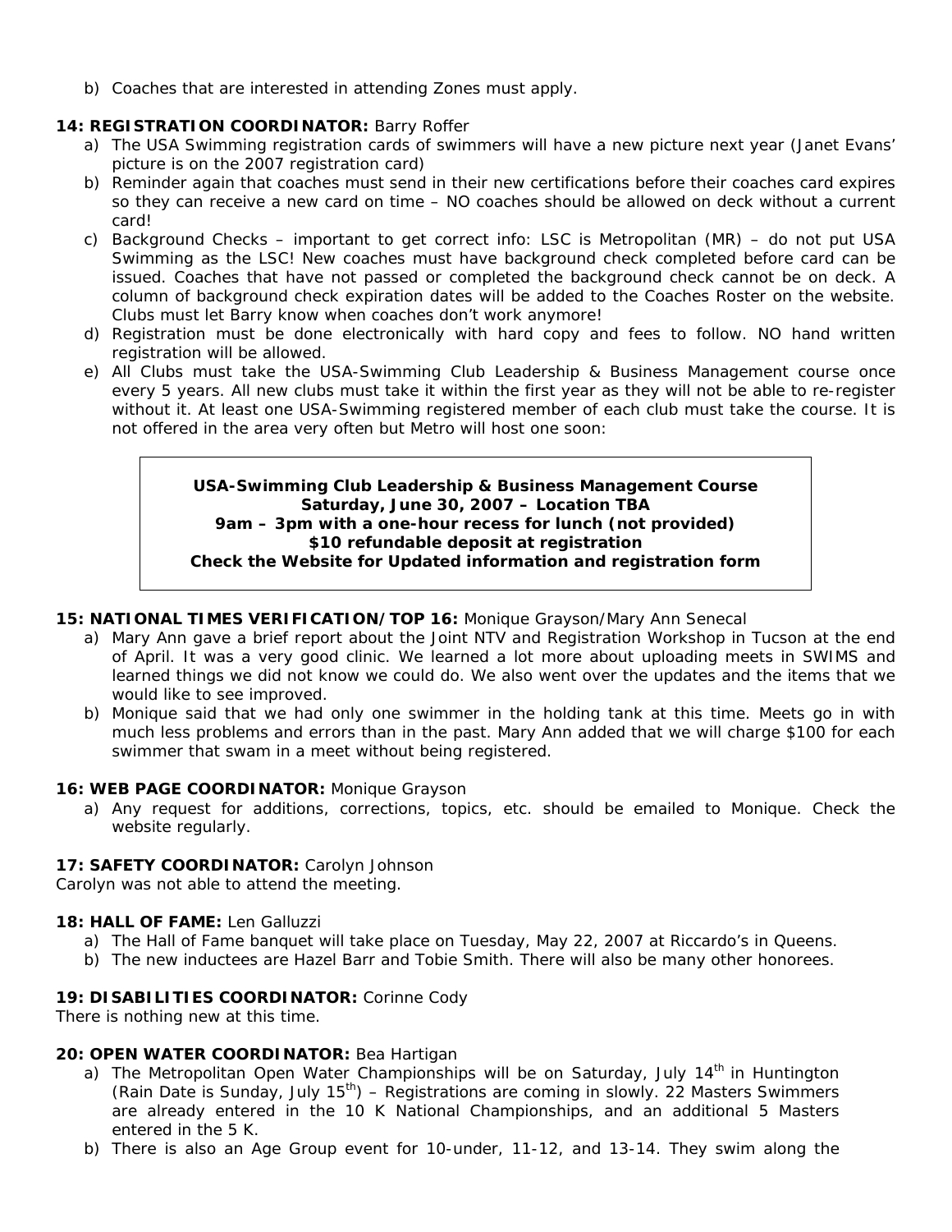b) Coaches that are interested in attending Zones must apply.

**14: REGISTRATION COORDINATOR:** Barry Roffer

a) The USA Swimming registration cards of swimmers will have a new picture next year (Janet Evans' picture is on the 2007 registration card)
b) Reminder again that coaches must send in their new certifications before their coaches card expires so they can receive a new card on time – NO coaches should be allowed on deck without a current card!
c) Background Checks – important to get correct info: LSC is Metropolitan (MR) – do not put USA Swimming as the LSC! New coaches must have background check completed before card can be issued. Coaches that have not passed or completed the background check cannot be on deck. A column of background check expiration dates will be added to the Coaches Roster on the website. Clubs must let Barry know when coaches don't work anymore!
d) Registration must be done electronically with hard copy and fees to follow. NO hand written registration will be allowed.
e) All Clubs must take the USA-Swimming Club Leadership & Business Management course once every 5 years. All new clubs must take it within the first year as they will not be able to re-register without it. At least one USA-Swimming registered member of each club must take the course. It is not offered in the area very often but Metro will host one soon:

> **USA-Swimming Club Leadership & Business Management Course**
> **Saturday, June 30, 2007 – Location TBA**
> **9am – 3pm with a one-hour recess for lunch (not provided)**
> **$10 refundable deposit at registration**
> **Check the Website for Updated information and registration form**

**15: NATIONAL TIMES VERIFICATION/TOP 16:** Monique Grayson/Mary Ann Senecal

a) Mary Ann gave a brief report about the Joint NTV and Registration Workshop in Tucson at the end of April. It was a very good clinic. We learned a lot more about uploading meets in SWIMS and learned things we did not know we could do. We also went over the updates and the items that we would like to see improved.
b) Monique said that we had only one swimmer in the holding tank at this time. Meets go in with much less problems and errors than in the past. Mary Ann added that we will charge $100 for each swimmer that swam in a meet without being registered.

**16: WEB PAGE COORDINATOR:** Monique Grayson

a) Any request for additions, corrections, topics, etc. should be emailed to Monique. Check the website regularly.

**17: SAFETY COORDINATOR:** Carolyn Johnson

Carolyn was not able to attend the meeting.

**18: HALL OF FAME:** Len Galluzzi

a) The Hall of Fame banquet will take place on Tuesday, May 22, 2007 at Riccardo's in Queens.
b) The new inductees are Hazel Barr and Tobie Smith. There will also be many other honorees.

**19: DISABILITIES COORDINATOR:** Corinne Cody

There is nothing new at this time.

**20: OPEN WATER COORDINATOR:** Bea Hartigan

a) The Metropolitan Open Water Championships will be on Saturday, July 14th in Huntington (Rain Date is Sunday, July 15th) – Registrations are coming in slowly. 22 Masters Swimmers are already entered in the 10 K National Championships, and an additional 5 Masters entered in the 5 K.
b) There is also an Age Group event for 10-under, 11-12, and 13-14. They swim along the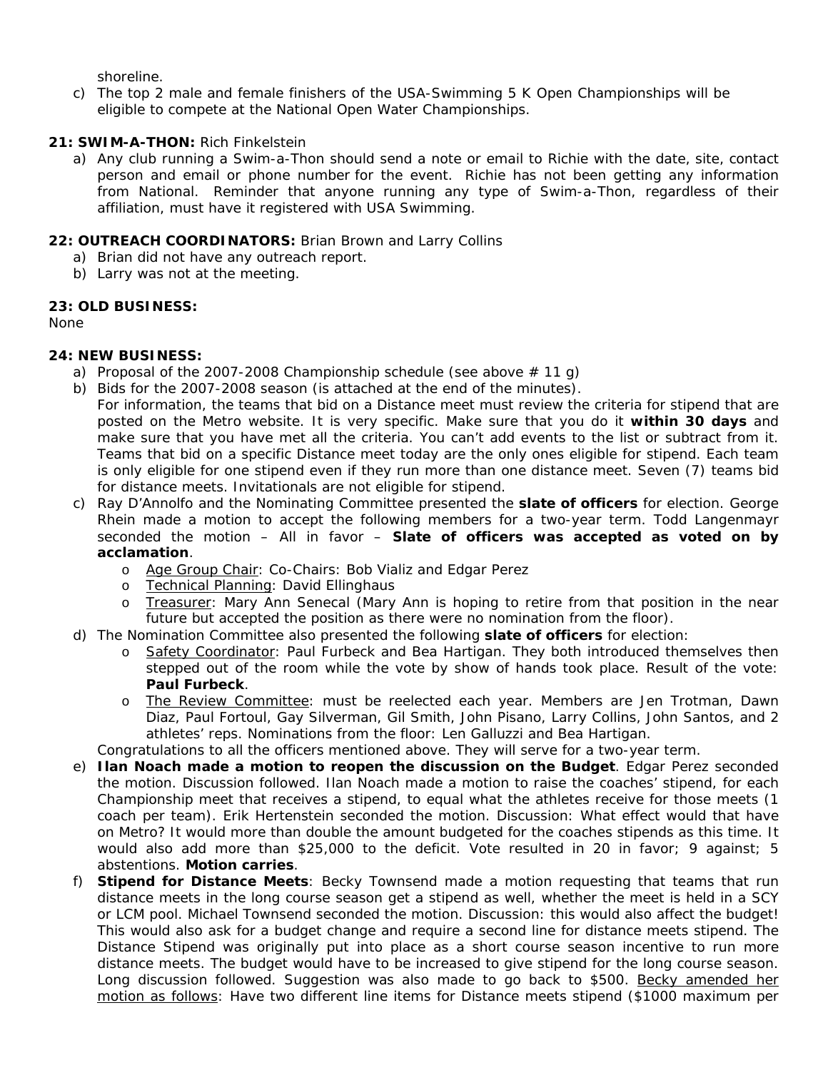shoreline.

c) The top 2 male and female finishers of the USA-Swimming 5 K Open Championships will be eligible to compete at the National Open Water Championships.

**21: SWIM-A-THON:** Rich Finkelstein

a) Any club running a Swim-a-Thon should send a note or email to Richie with the date, site, contact person and email or phone number for the event. Richie has not been getting any information from National. Reminder that anyone running any type of Swim-a-Thon, regardless of their affiliation, must have it registered with USA Swimming.

**22: OUTREACH COORDINATORS:** Brian Brown and Larry Collins

a) Brian did not have any outreach report.
b) Larry was not at the meeting.

**23: OLD BUSINESS:**

None

**24: NEW BUSINESS:**

a) Proposal of the 2007-2008 Championship schedule (see above # 11 g)
b) Bids for the 2007-2008 season (is attached at the end of the minutes).
For information, the teams that bid on a Distance meet must review the criteria for stipend that are posted on the Metro website. It is very specific. Make sure that you do it **within 30 days** and make sure that you have met all the criteria. You can't add events to the list or subtract from it. Teams that bid on a specific Distance meet today are the only ones eligible for stipend. Each team is only eligible for one stipend even if they run more than one distance meet. Seven (7) teams bid for distance meets. Invitationals are not eligible for stipend.
c) Ray D'Annolfo and the Nominating Committee presented the **slate of officers** for election. George Rhein made a motion to accept the following members for a two-year term. Todd Langenmayr seconded the motion – All in favor – **Slate of officers was accepted as voted on by acclamation**.
   - Age Group Chair: Co-Chairs: Bob Vializ and Edgar Perez
   - Technical Planning: David Ellinghaus
   - Treasurer: Mary Ann Senecal (Mary Ann is hoping to retire from that position in the near future but accepted the position as there were no nomination from the floor).
d) The Nomination Committee also presented the following **slate of officers** for election:
   - Safety Coordinator: Paul Furbeck and Bea Hartigan. They both introduced themselves then stepped out of the room while the vote by show of hands took place. Result of the vote: **Paul Furbeck**.
   - The Review Committee: must be reelected each year. Members are Jen Trotman, Dawn Diaz, Paul Fortoul, Gay Silverman, Gil Smith, John Pisano, Larry Collins, John Santos, and 2 athletes' reps. Nominations from the floor: Len Galluzzi and Bea Hartigan.

   Congratulations to all the officers mentioned above. They will serve for a two-year term.
e) **Ilan Noach made a motion to reopen the discussion on the Budget**. Edgar Perez seconded the motion. Discussion followed. Ilan Noach made a motion to raise the coaches' stipend, for each Championship meet that receives a stipend, to equal what the athletes receive for those meets (1 coach per team). Erik Hertenstein seconded the motion. Discussion: What effect would that have on Metro? It would more than double the amount budgeted for the coaches stipends as this time. It would also add more than $25,000 to the deficit. Vote resulted in 20 in favor; 9 against; 5 abstentions. **Motion carries**.
f) **Stipend for Distance Meets**: Becky Townsend made a motion requesting that teams that run distance meets in the long course season get a stipend as well, whether the meet is held in a SCY or LCM pool. Michael Townsend seconded the motion. Discussion: this would also affect the budget! This would also ask for a budget change and require a second line for distance meets stipend. The Distance Stipend was originally put into place as a short course season incentive to run more distance meets. The budget would have to be increased to give stipend for the long course season. Long discussion followed. Suggestion was also made to go back to $500. Becky amended her motion as follows: Have two different line items for Distance meets stipend ($1000 maximum per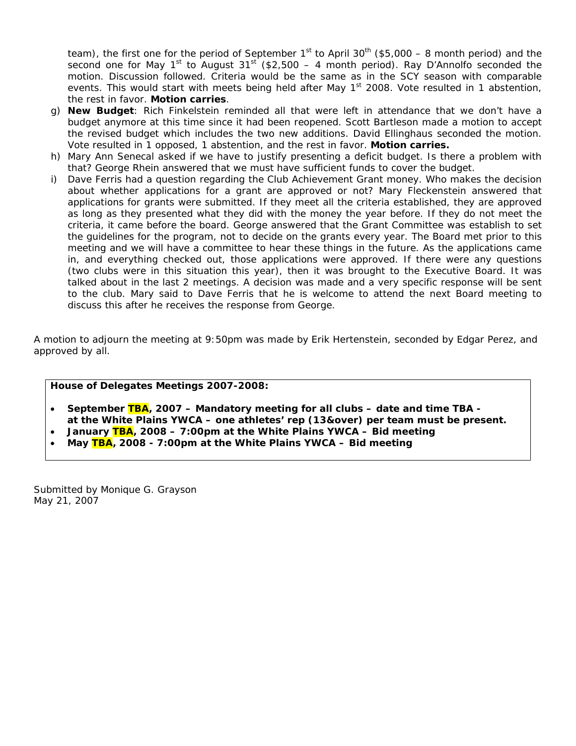team), the first one for the period of September 1st to April 30th ($5,000 – 8 month period) and the second one for May 1st to August 31st ($2,500 – 4 month period). Ray D'Annolfo seconded the motion. Discussion followed. Criteria would be the same as in the SCY season with comparable events. This would start with meets being held after May 1st 2008. Vote resulted in 1 abstention, the rest in favor. **Motion carries**.

g) **New Budget**: Rich Finkelstein reminded all that were left in attendance that we don't have a budget anymore at this time since it had been reopened. Scott Bartleson made a motion to accept the revised budget which includes the two new additions. David Ellinghaus seconded the motion. Vote resulted in 1 opposed, 1 abstention, and the rest in favor. **Motion carries.**

h) Mary Ann Senecal asked if we have to justify presenting a deficit budget. Is there a problem with that? George Rhein answered that we must have sufficient funds to cover the budget.

i) Dave Ferris had a question regarding the Club Achievement Grant money. Who makes the decision about whether applications for a grant are approved or not? Mary Fleckenstein answered that applications for grants were submitted. If they meet all the criteria established, they are approved as long as they presented what they did with the money the year before. If they do not meet the criteria, it came before the board. George answered that the Grant Committee was establish to set the guidelines for the program, not to decide on the grants every year. The Board met prior to this meeting and we will have a committee to hear these things in the future. As the applications came in, and everything checked out, those applications were approved. If there were any questions (two clubs were in this situation this year), then it was brought to the Executive Board. It was talked about in the last 2 meetings. A decision was made and a very specific response will be sent to the club. Mary said to Dave Ferris that he is welcome to attend the next Board meeting to discuss this after he receives the response from George.

A motion to adjourn the meeting at 9:50pm was made by Erik Hertenstein, seconded by Edgar Perez, and approved by all.

**House of Delegates Meetings 2007-2008:**

- **September TBA, 2007 – Mandatory meeting for all clubs – date and time TBA - at the White Plains YWCA – one athletes' rep (13&over) per team must be present.**
- **January TBA, 2008 – 7:00pm at the White Plains YWCA – Bid meeting**
- **May TBA, 2008 - 7:00pm at the White Plains YWCA – Bid meeting**

Submitted by Monique G. Grayson
May 21, 2007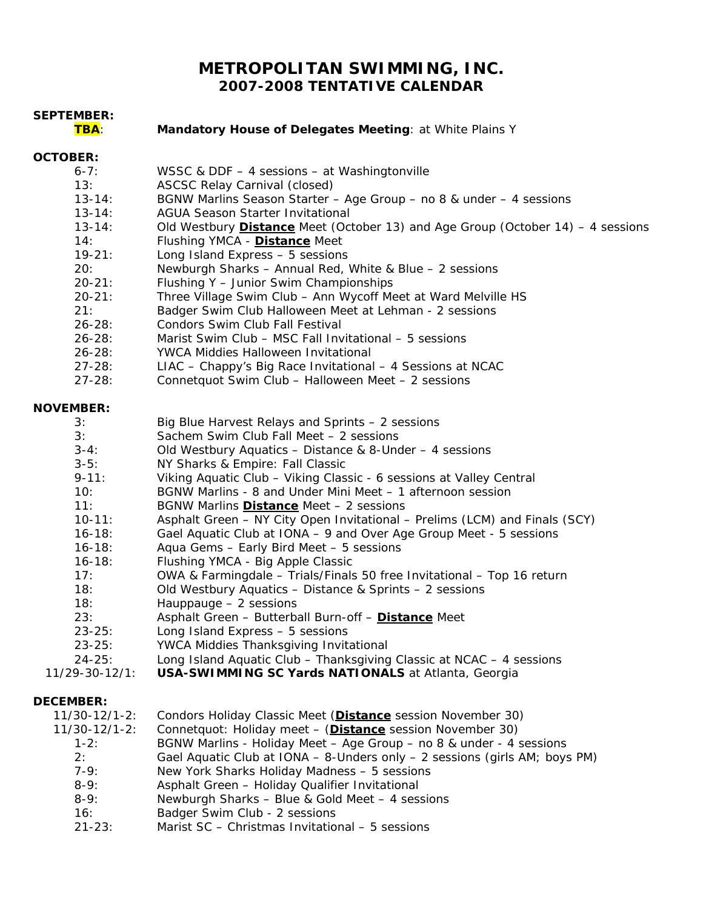# METROPOLITAN SWIMMING, INC.
## 2007-2008 TENTATIVE CALENDAR

**SEPTEMBER:**

| | |
|---|---|
| **TBA**: | **Mandatory House of Delegates Meeting**: at White Plains Y |

**OCTOBER:**

| | |
|---|---|
| 6-7: | WSSC & DDF – 4 sessions – at Washingtonville |
| 13: | ASCSC Relay Carnival (closed) |
| 13-14: | BGNW Marlins Season Starter – Age Group – no 8 & under – 4 sessions |
| 13-14: | AGUA Season Starter Invitational |
| 13-14: | Old Westbury **Distance** Meet (October 13) and Age Group (October 14) – 4 sessions |
| 14: | Flushing YMCA - **Distance** Meet |
| 19-21: | Long Island Express – 5 sessions |
| 20: | Newburgh Sharks – Annual Red, White & Blue – 2 sessions |
| 20-21: | Flushing Y – Junior Swim Championships |
| 20-21: | Three Village Swim Club – Ann Wycoff Meet at Ward Melville HS |
| 21: | Badger Swim Club Halloween Meet at Lehman - 2 sessions |
| 26-28: | Condors Swim Club Fall Festival |
| 26-28: | Marist Swim Club – MSC Fall Invitational – 5 sessions |
| 26-28: | YWCA Middies Halloween Invitational |
| 27-28: | LIAC – Chappy's Big Race Invitational – 4 Sessions at NCAC |
| 27-28: | Connetquot Swim Club – Halloween Meet – 2 sessions |

**NOVEMBER:**

| | |
|---|---|
| 3: | Big Blue Harvest Relays and Sprints – 2 sessions |
| 3: | Sachem Swim Club Fall Meet – 2 sessions |
| 3-4: | Old Westbury Aquatics – Distance & 8-Under – 4 sessions |
| 3-5: | NY Sharks & Empire: Fall Classic |
| 9-11: | Viking Aquatic Club – Viking Classic - 6 sessions at Valley Central |
| 10: | BGNW Marlins - 8 and Under Mini Meet – 1 afternoon session |
| 11: | BGNW Marlins **Distance** Meet – 2 sessions |
| 10-11: | Asphalt Green – NY City Open Invitational – Prelims (LCM) and Finals (SCY) |
| 16-18: | Gael Aquatic Club at IONA – 9 and Over Age Group Meet - 5 sessions |
| 16-18: | Aqua Gems – Early Bird Meet – 5 sessions |
| 16-18: | Flushing YMCA - Big Apple Classic |
| 17: | OWA & Farmingdale – Trials/Finals 50 free Invitational – Top 16 return |
| 18: | Old Westbury Aquatics – Distance & Sprints – 2 sessions |
| 18: | Hauppauge – 2 sessions |
| 23: | Asphalt Green – Butterball Burn-off – **Distance** Meet |
| 23-25: | Long Island Express – 5 sessions |
| 23-25: | YWCA Middies Thanksgiving Invitational |
| 24-25: | Long Island Aquatic Club – Thanksgiving Classic at NCAC – 4 sessions |
| 11/29-30-12/1: | **USA-SWIMMING SC Yards NATIONALS** at Atlanta, Georgia |

**DECEMBER:**

| | |
|---|---|
| 11/30-12/1-2: | Condors Holiday Classic Meet (**Distance** session November 30) |
| 11/30-12/1-2: | Connetquot: Holiday meet – (**Distance** session November 30) |
| 1-2: | BGNW Marlins - Holiday Meet – Age Group – no 8 & under - 4 sessions |
| 2: | Gael Aquatic Club at IONA – 8-Unders only – 2 sessions (girls AM; boys PM) |
| 7-9: | New York Sharks Holiday Madness – 5 sessions |
| 8-9: | Asphalt Green – Holiday Qualifier Invitational |
| 8-9: | Newburgh Sharks – Blue & Gold Meet – 4 sessions |
| 16: | Badger Swim Club - 2 sessions |
| 21-23: | Marist SC – Christmas Invitational – 5 sessions |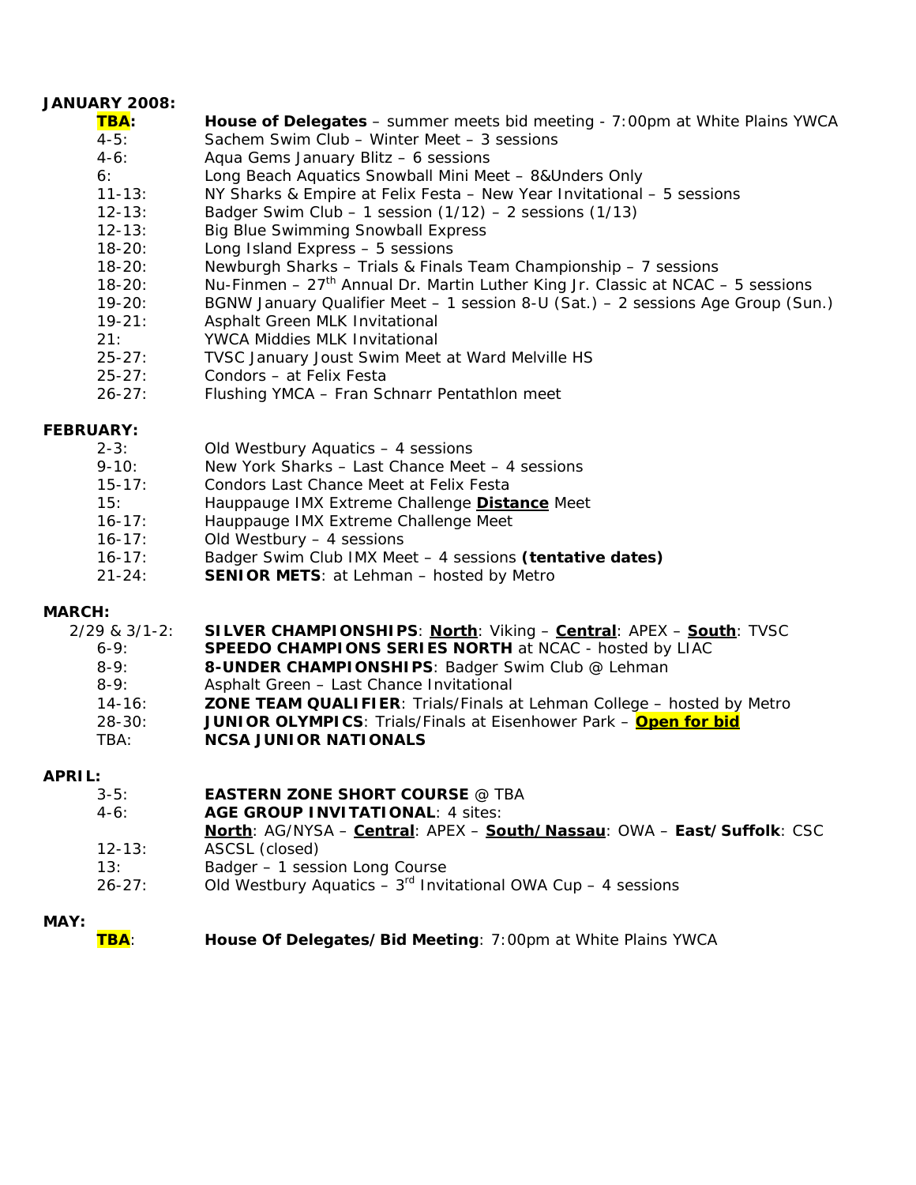**JANUARY 2008:**

| | |
|---|---|
| **TBA:** | **House of Delegates** – summer meets bid meeting - 7:00pm at White Plains YWCA |
| 4-5: | Sachem Swim Club – Winter Meet – 3 sessions |
| 4-6: | Aqua Gems January Blitz – 6 sessions |
| 6: | Long Beach Aquatics Snowball Mini Meet – 8&Unders Only |
| 11-13: | NY Sharks & Empire at Felix Festa – New Year Invitational – 5 sessions |
| 12-13: | Badger Swim Club – 1 session (1/12) – 2 sessions (1/13) |
| 12-13: | Big Blue Swimming Snowball Express |
| 18-20: | Long Island Express – 5 sessions |
| 18-20: | Newburgh Sharks – Trials & Finals Team Championship – 7 sessions |
| 18-20: | Nu-Finmen – 27th Annual Dr. Martin Luther King Jr. Classic at NCAC – 5 sessions |
| 19-20: | BGNW January Qualifier Meet – 1 session 8-U (Sat.) – 2 sessions Age Group (Sun.) |
| 19-21: | Asphalt Green MLK Invitational |
| 21: | YWCA Middies MLK Invitational |
| 25-27: | TVSC January Joust Swim Meet at Ward Melville HS |
| 25-27: | Condors – at Felix Festa |
| 26-27: | Flushing YMCA – Fran Schnarr Pentathlon meet |

**FEBRUARY:**

| | |
|---|---|
| 2-3: | Old Westbury Aquatics – 4 sessions |
| 9-10: | New York Sharks – Last Chance Meet – 4 sessions |
| 15-17: | Condors Last Chance Meet at Felix Festa |
| 15: | Hauppauge IMX Extreme Challenge **Distance** Meet |
| 16-17: | Hauppauge IMX Extreme Challenge Meet |
| 16-17: | Old Westbury – 4 sessions |
| 16-17: | Badger Swim Club IMX Meet – 4 sessions **(tentative dates)** |
| 21-24: | **SENIOR METS**: at Lehman – hosted by Metro |

**MARCH:**

| | |
|---|---|
| 2/29 & 3/1-2: | **SILVER CHAMPIONSHIPS**: **North**: Viking – **Central**: APEX – **South**: TVSC |
| 6-9: | **SPEEDO CHAMPIONS SERIES NORTH** at NCAC - hosted by LIAC |
| 8-9: | **8-UNDER CHAMPIONSHIPS**: Badger Swim Club @ Lehman |
| 8-9: | Asphalt Green – Last Chance Invitational |
| 14-16: | **ZONE TEAM QUALIFIER**: Trials/Finals at Lehman College – hosted by Metro |
| 28-30: | **JUNIOR OLYMPICS**: Trials/Finals at Eisenhower Park – **Open for bid** |
| TBA: | **NCSA JUNIOR NATIONALS** |

**APRIL:**

| | |
|---|---|
| 3-5: | **EASTERN ZONE SHORT COURSE** @ TBA |
| 4-6: | **AGE GROUP INVITATIONAL**: 4 sites: **North**: AG/NYSA – **Central**: APEX – **South/Nassau**: OWA – **East/Suffolk**: CSC |
| 12-13: | ASCSL (closed) |
| 13: | Badger – 1 session Long Course |
| 26-27: | Old Westbury Aquatics – 3rd Invitational OWA Cup – 4 sessions |

**MAY:**

| | |
|---|---|
| **TBA**: | **House Of Delegates/Bid Meeting**: 7:00pm at White Plains YWCA |